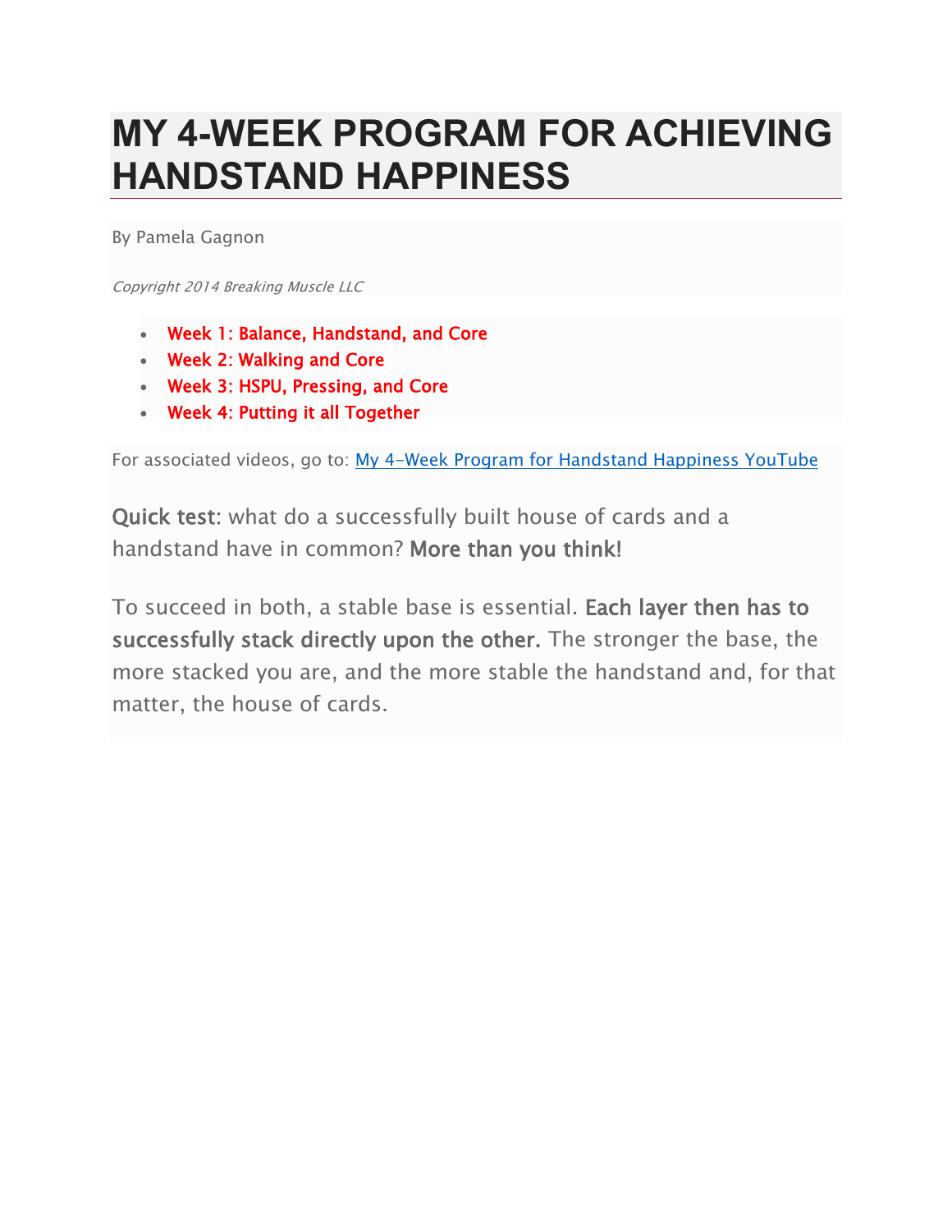# MY 4-WEEK PROGRAM FOR ACHIEVING HANDSTAND HAPPINESS

By Pamela Gagnon

*Copyright 2014 Breaking Muscle LLC*

- Week 1: Balance, Handstand, and Core
- Week 2: Walking and Core
- Week 3: HSPU, Pressing, and Core
- Week 4: Putting it all Together

For associated videos, go to: [My 4-Week Program for Handstand Happiness YouTube]()

**Quick test:** what do a successfully built house of cards and a handstand have in common? **More than you think!**

To succeed in both, a stable base is essential. **Each layer then has to successfully stack directly upon the other.** The stronger the base, the more stacked you are, and the more stable the handstand and, for that matter, the house of cards.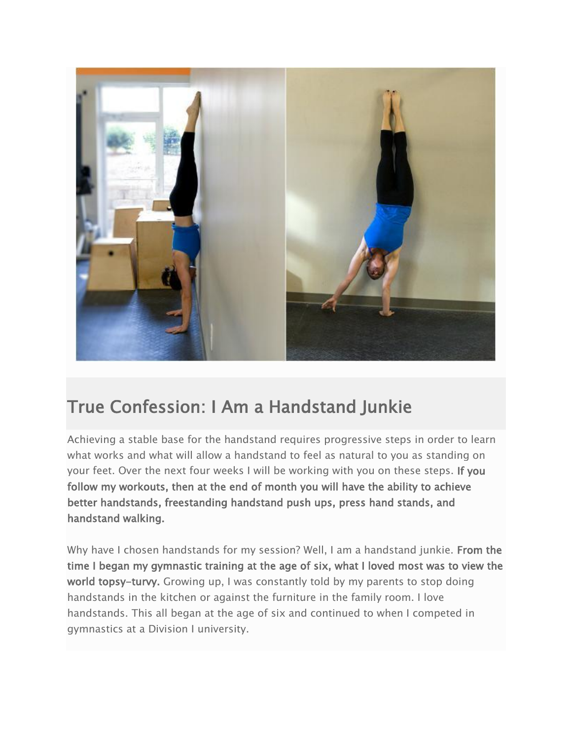## True Confession: I Am a Handstand Junkie

Achieving a stable base for the handstand requires progressive steps in order to learn what works and what will allow a handstand to feel as natural to you as standing on your feet. Over the next four weeks I will be working with you on these steps. **If you follow my workouts, then at the end of month you will have the ability to achieve better handstands, freestanding handstand push ups, press hand stands, and handstand walking.**

Why have I chosen handstands for my session? Well, I am a handstand junkie. **From the time I began my gymnastic training at the age of six, what I loved most was to view the world topsy-turvy.** Growing up, I was constantly told by my parents to stop doing handstands in the kitchen or against the furniture in the family room. I love handstands. This all began at the age of six and continued to when I competed in gymnastics at a Division I university.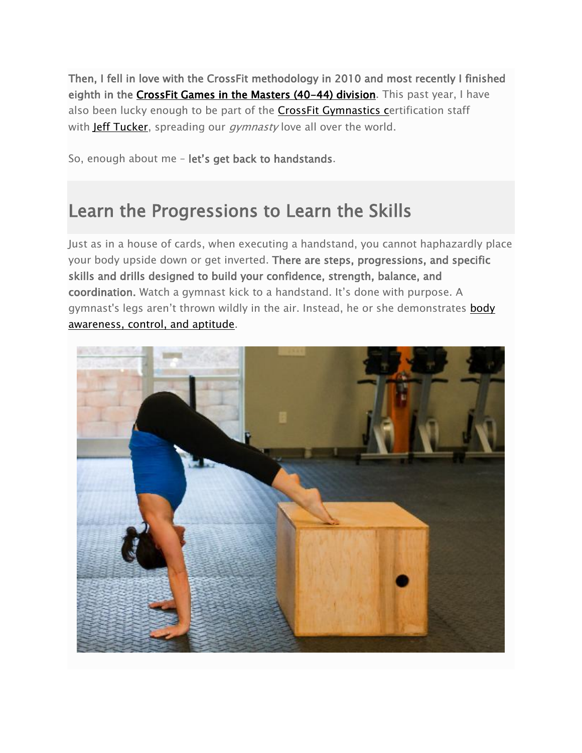**Then, I fell in love with the CrossFit methodology in 2010 and most recently I finished eighth in the CrossFit Games in the Masters (40-44) division**. This past year, I have also been lucky enough to be part of the CrossFit Gymnastics certification staff with Jeff Tucker, spreading our *gymnasty* love all over the world.

So, enough about me - **let's get back to handstands**.

## Learn the Progressions to Learn the Skills

Just as in a house of cards, when executing a handstand, you cannot haphazardly place your body upside down or get inverted. **There are steps, progressions, and specific skills and drills designed to build your confidence, strength, balance, and coordination.** Watch a gymnast kick to a handstand. It's done with purpose. A gymnast's legs aren't thrown wildly in the air. Instead, he or she demonstrates body awareness, control, and aptitude.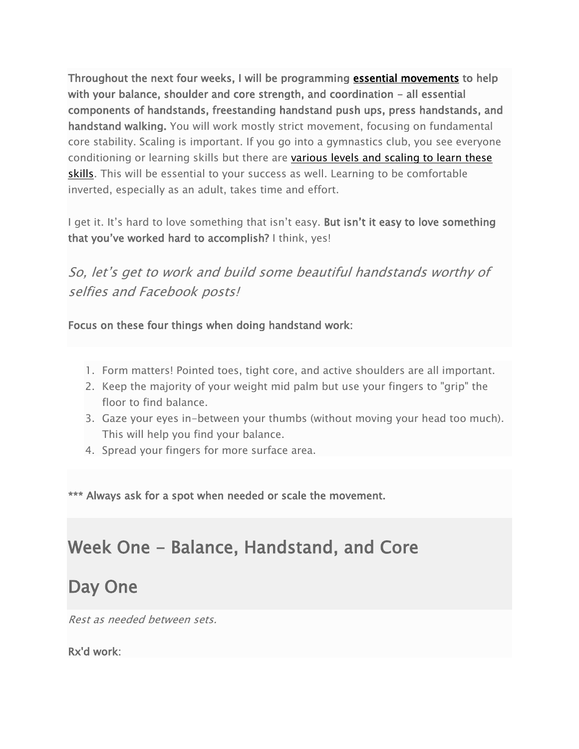**Throughout the next four weeks, I will be programming essential movements to help with your balance, shoulder and core strength, and coordination - all essential components of handstands, freestanding handstand push ups, press handstands, and handstand walking.** You will work mostly strict movement, focusing on fundamental core stability. Scaling is important. If you go into a gymnastics club, you see everyone conditioning or learning skills but there are various levels and scaling to learn these skills. This will be essential to your success as well. Learning to be comfortable inverted, especially as an adult, takes time and effort.

I get it. It's hard to love something that isn't easy. **But isn't it easy to love something that you've worked hard to accomplish?** I think, yes!

*So, let's get to work and build some beautiful handstands worthy of selfies and Facebook posts!*

**Focus on these four things when doing handstand work:**

1. Form matters! Pointed toes, tight core, and active shoulders are all important.
2. Keep the majority of your weight mid palm but use your fingers to "grip" the floor to find balance.
3. Gaze your eyes in-between your thumbs (without moving your head too much). This will help you find your balance.
4. Spread your fingers for more surface area.

**\*\*\* Always ask for a spot when needed or scale the movement.**

## Week One - Balance, Handstand, and Core

## Day One

*Rest as needed between sets.*

**Rx'd work**: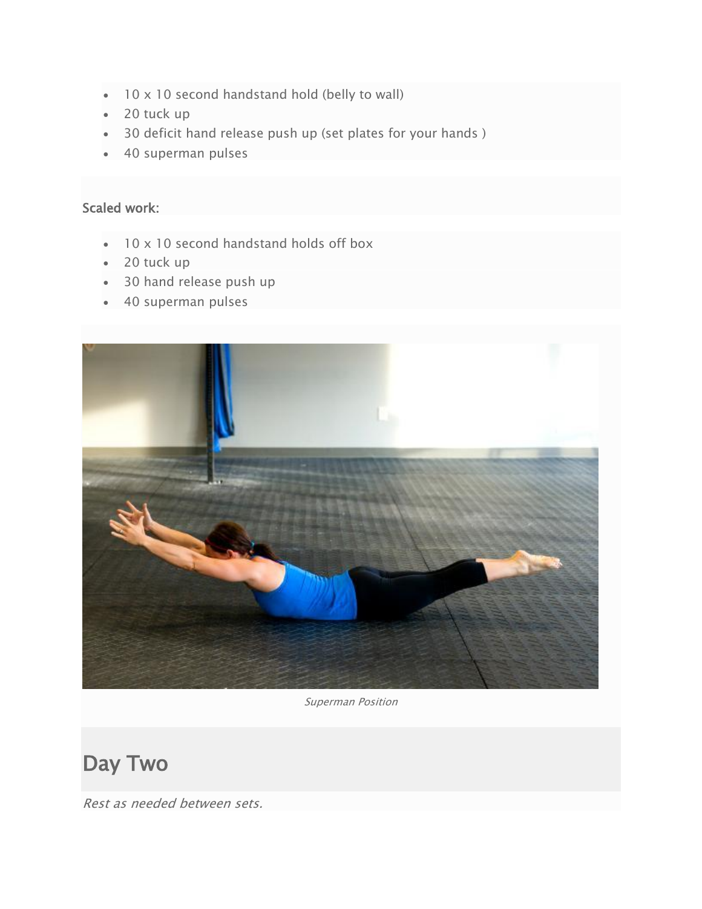- 10 x 10 second handstand hold (belly to wall)
- 20 tuck up
- 30 deficit hand release push up (set plates for your hands )
- 40 superman pulses

Scaled work:

- 10 x 10 second handstand holds off box
- 20 tuck up
- 30 hand release push up
- 40 superman pulses

*Superman Position*

## Day Two

*Rest as needed between sets.*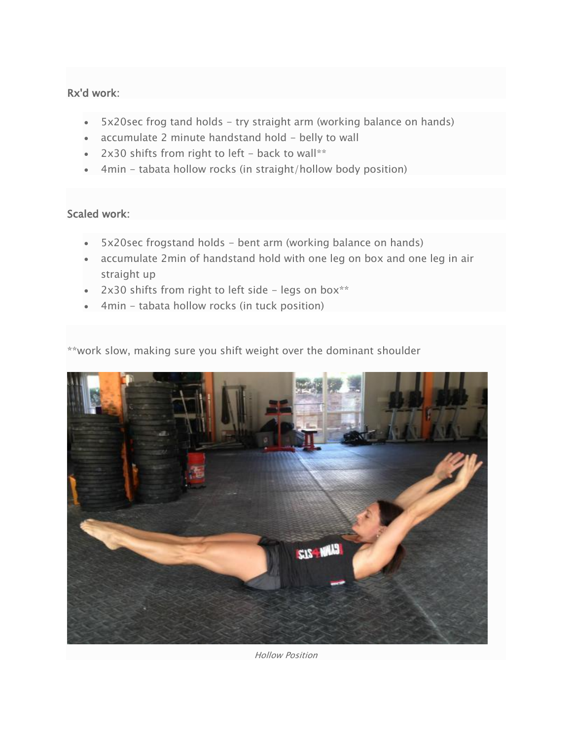Rx'd work:

- 5x20sec frog tand holds - try straight arm (working balance on hands)
- accumulate 2 minute handstand hold - belly to wall
- 2x30 shifts from right to left - back to wall**
- 4min - tabata hollow rocks (in straight/hollow body position)

Scaled work:

- 5x20sec frogstand holds - bent arm (working balance on hands)
- accumulate 2min of handstand hold with one leg on box and one leg in air straight up
- 2x30 shifts from right to left side - legs on box**
- 4min - tabata hollow rocks (in tuck position)

**work slow, making sure you shift weight over the dominant shoulder

*Hollow Position*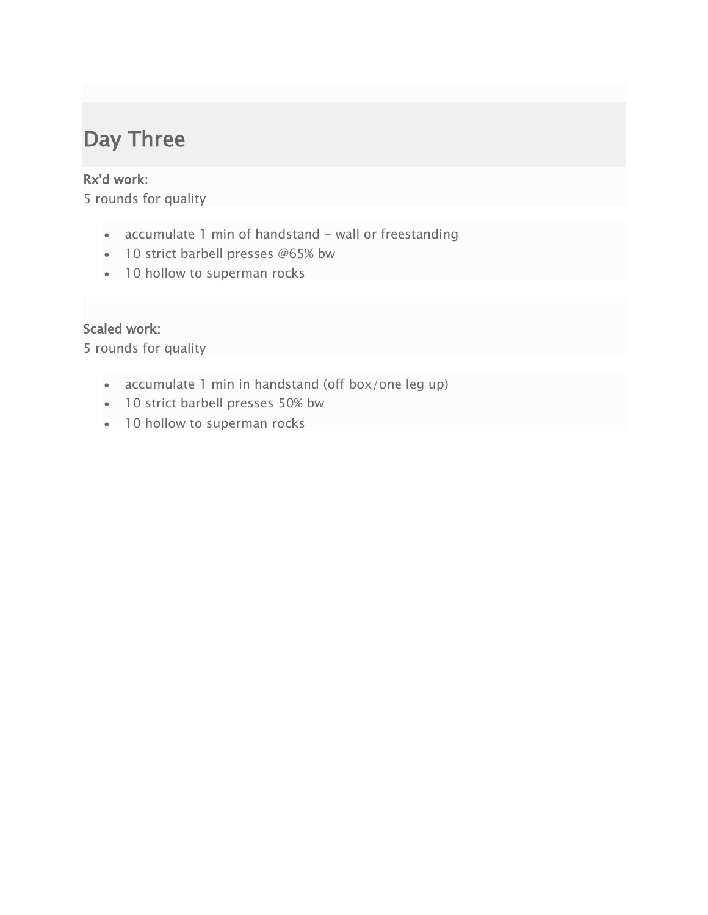# Day Three

**Rx'd work:**
5 rounds for quality

- accumulate 1 min of handstand - wall or freestanding
- 10 strict barbell presses @65% bw
- 10 hollow to superman rocks

**Scaled work:**
5 rounds for quality

- accumulate 1 min in handstand (off box/one leg up)
- 10 strict barbell presses 50% bw
- 10 hollow to superman rocks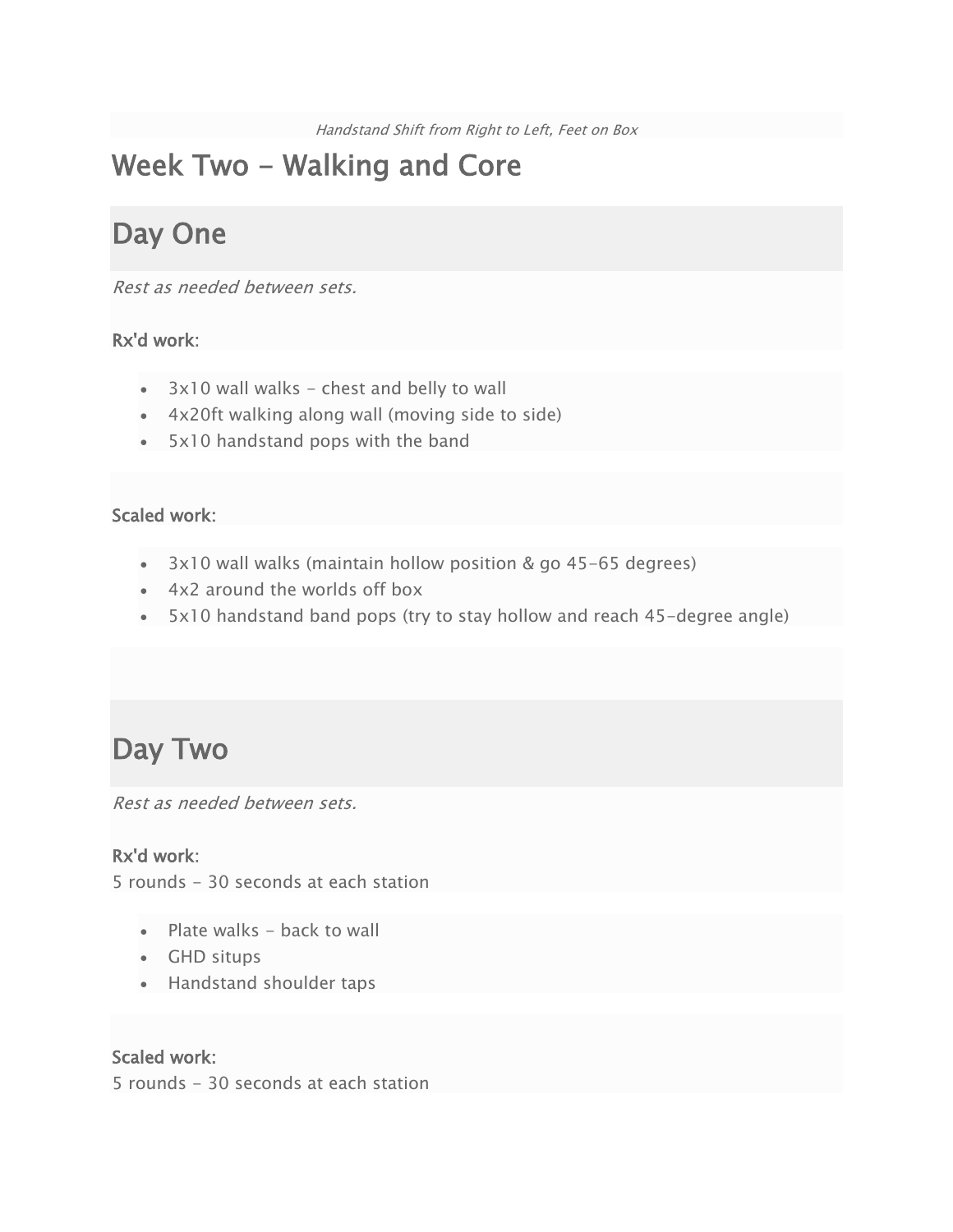*Handstand Shift from Right to Left, Feet on Box*

# Week Two - Walking and Core

## Day One

*Rest as needed between sets.*

**Rx'd work:**

- 3x10 wall walks - chest and belly to wall
- 4x20ft walking along wall (moving side to side)
- 5x10 handstand pops with the band

**Scaled work:**

- 3x10 wall walks (maintain hollow position & go 45-65 degrees)
- 4x2 around the worlds off box
- 5x10 handstand band pops (try to stay hollow and reach 45-degree angle)

## Day Two

*Rest as needed between sets.*

**Rx'd work:**
5 rounds - 30 seconds at each station

- Plate walks - back to wall
- GHD situps
- Handstand shoulder taps

**Scaled work:**
5 rounds - 30 seconds at each station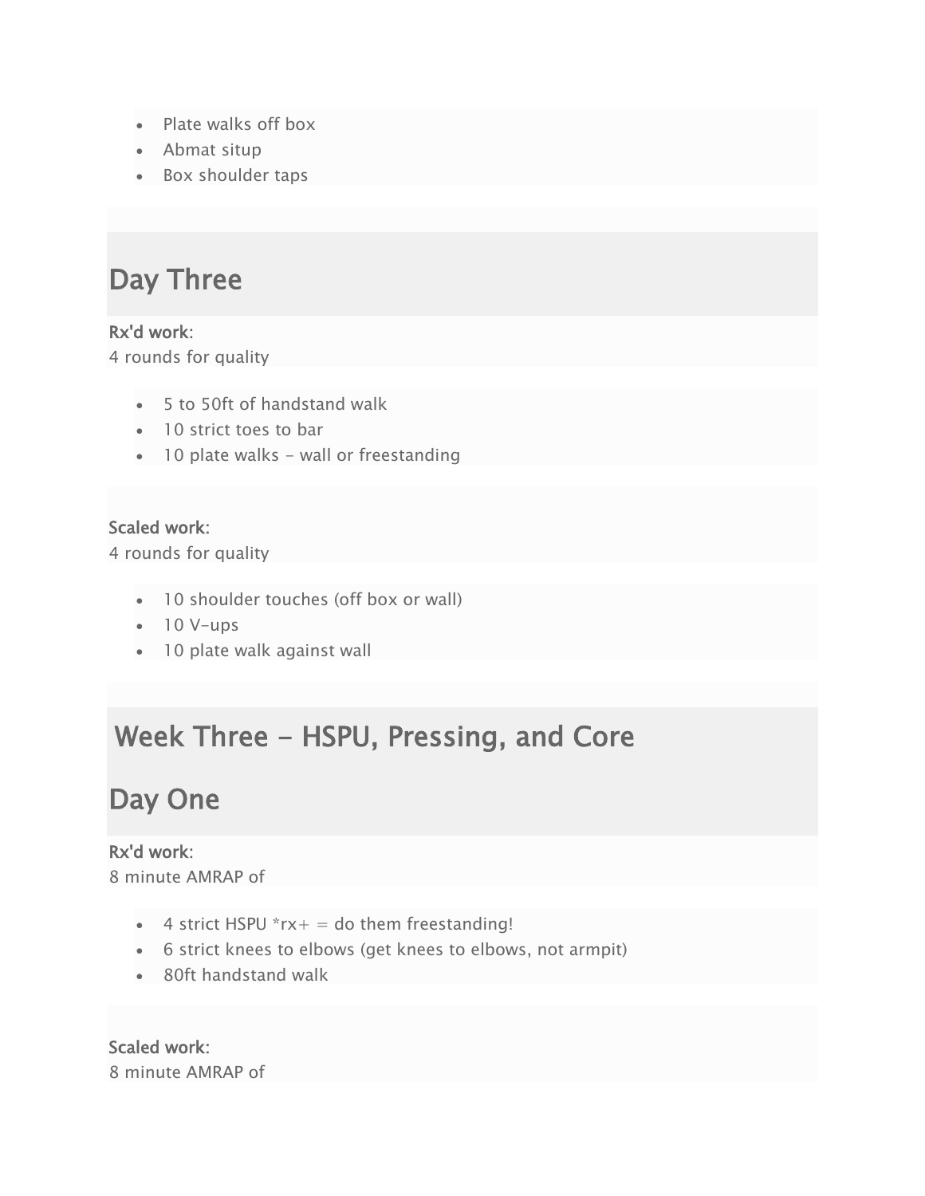- Plate walks off box
- Abmat situp
- Box shoulder taps

## Day Three

**Rx'd work:**
4 rounds for quality

- 5 to 50ft of handstand walk
- 10 strict toes to bar
- 10 plate walks - wall or freestanding

**Scaled work:**
4 rounds for quality

- 10 shoulder touches (off box or wall)
- 10 V-ups
- 10 plate walk against wall

# Week Three - HSPU, Pressing, and Core

## Day One

**Rx'd work:**
8 minute AMRAP of

- 4 strict HSPU *rx+ = do them freestanding!
- 6 strict knees to elbows (get knees to elbows, not armpit)
- 80ft handstand walk

**Scaled work:**
8 minute AMRAP of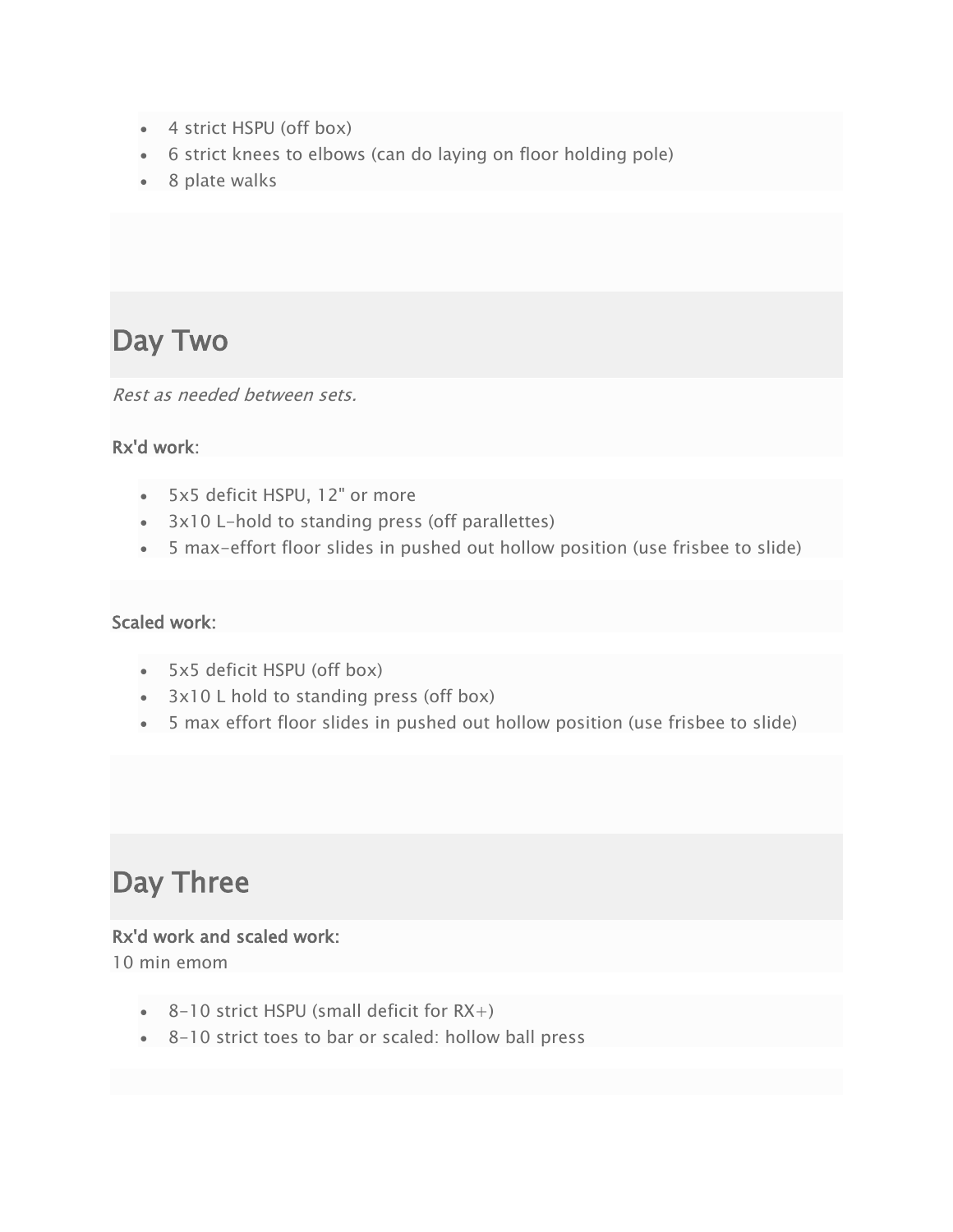- 4 strict HSPU (off box)
- 6 strict knees to elbows (can do laying on floor holding pole)
- 8 plate walks

## Day Two

*Rest as needed between sets.*

**Rx'd work:**

- 5x5 deficit HSPU, 12" or more
- 3x10 L-hold to standing press (off parallettes)
- 5 max-effort floor slides in pushed out hollow position (use frisbee to slide)

**Scaled work:**

- 5x5 deficit HSPU (off box)
- 3x10 L hold to standing press (off box)
- 5 max effort floor slides in pushed out hollow position (use frisbee to slide)

## Day Three

**Rx'd work and scaled work:**
10 min emom

- 8-10 strict HSPU (small deficit for RX+)
- 8-10 strict toes to bar or scaled: hollow ball press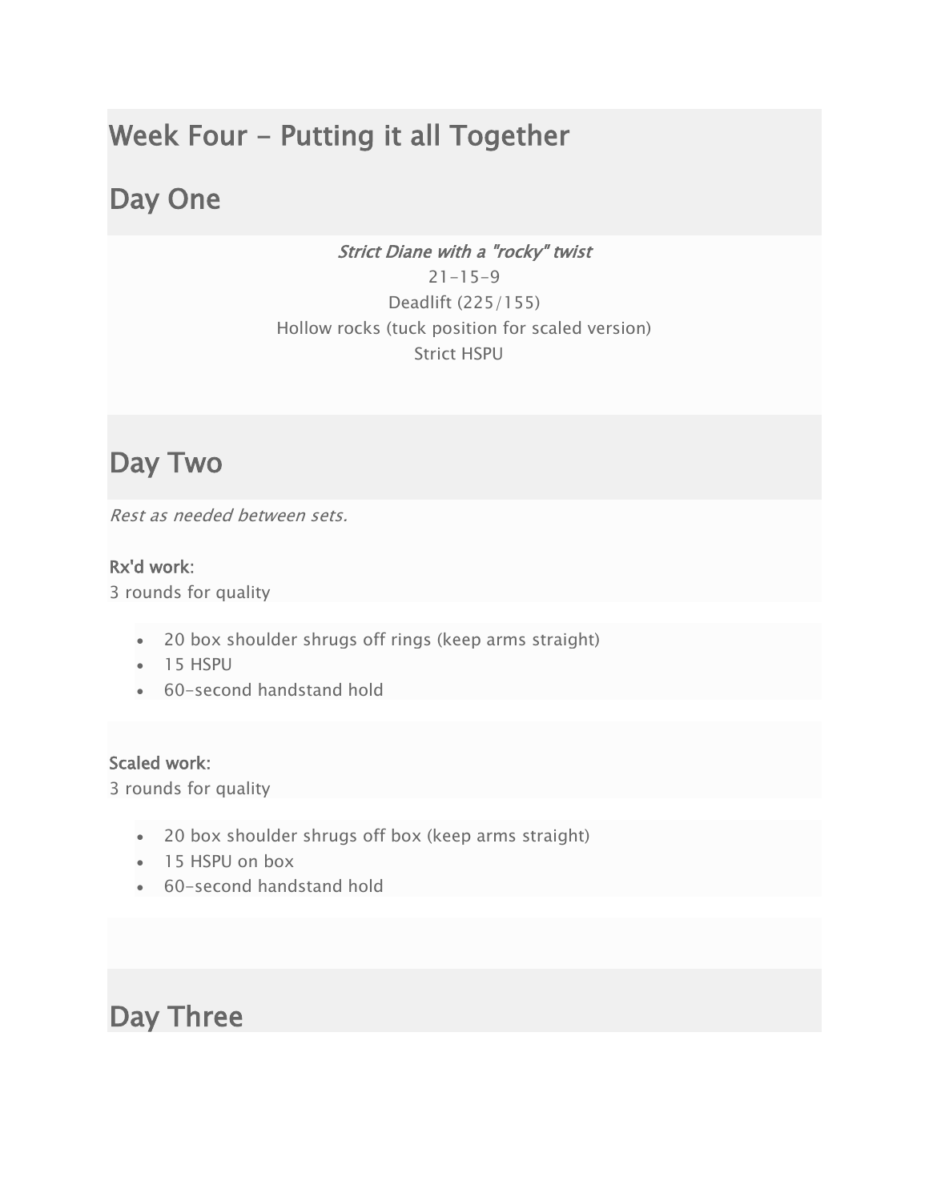# Week Four - Putting it all Together

## Day One

*Strict Diane with a "rocky" twist*
21-15-9
Deadlift (225/155)
Hollow rocks (tuck position for scaled version)
Strict HSPU

## Day Two

*Rest as needed between sets.*

**Rx'd work:**
3 rounds for quality

- 20 box shoulder shrugs off rings (keep arms straight)
- 15 HSPU
- 60-second handstand hold

**Scaled work:**
3 rounds for quality

- 20 box shoulder shrugs off box (keep arms straight)
- 15 HSPU on box
- 60-second handstand hold

## Day Three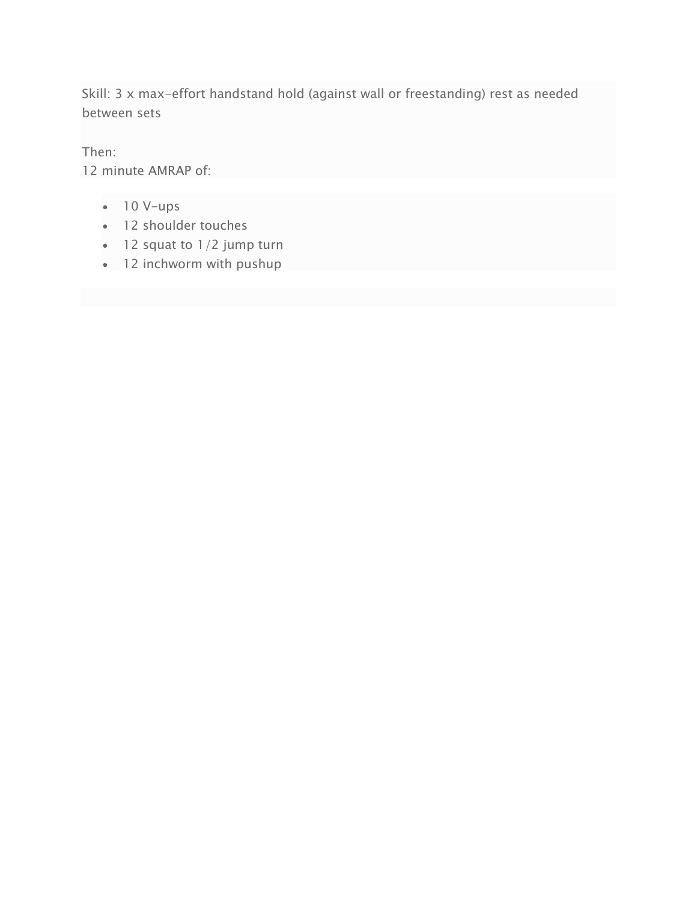Skill: 3 x max-effort handstand hold (against wall or freestanding) rest as needed between sets

Then:
12 minute AMRAP of:

- 10 V-ups
- 12 shoulder touches
- 12 squat to 1/2 jump turn
- 12 inchworm with pushup